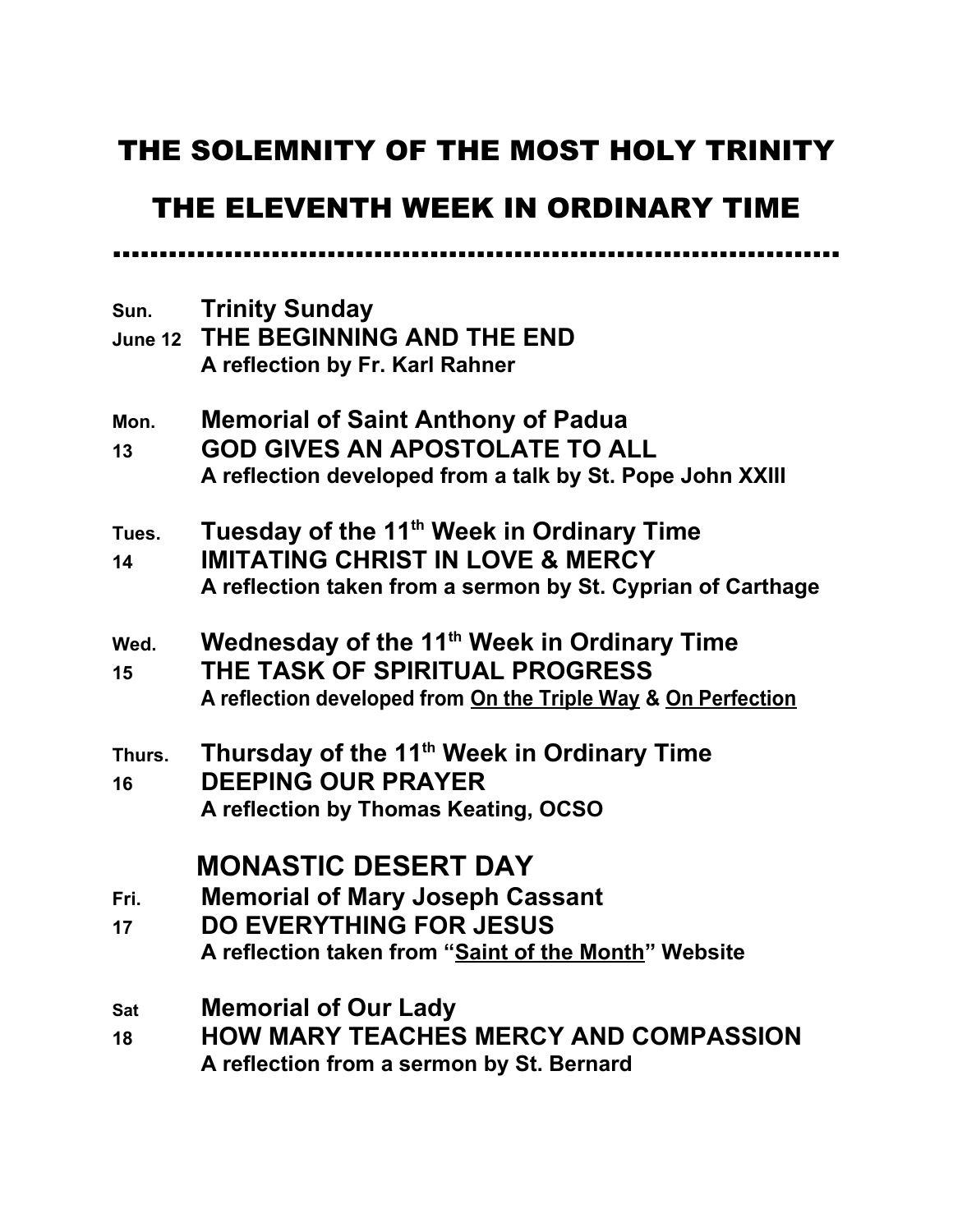# THE SOLEMNITY OF THE MOST HOLY TRINITY

# THE ELEVENTH WEEK IN ORDINARY TIME

---

**Sun. June 12** — **Trinity Sunday**
**THE BEGINNING AND THE END**
**A reflection by Fr. Karl Rahner**

**Mon. 13** — **Memorial of Saint Anthony of Padua**
**GOD GIVES AN APOSTOLATE TO ALL**
**A reflection developed from a talk by St. Pope John XXIII**

**Tues. 14** — **Tuesday of the 11th Week in Ordinary Time**
**IMITATING CHRIST IN LOVE & MERCY**
**A reflection taken from a sermon by St. Cyprian of Carthage**

**Wed. 15** — **Wednesday of the 11th Week in Ordinary Time**
**THE TASK OF SPIRITUAL PROGRESS**
**A reflection developed from <u>On the Triple Way</u> & <u>On Perfection</u>**

**Thurs. 16** — **Thursday of the 11th Week in Ordinary Time**
**DEEPING OUR PRAYER**
**A reflection by Thomas Keating, OCSO**

**MONASTIC DESERT DAY**

**Fri. 17** — **Memorial of Mary Joseph Cassant**
**DO EVERYTHING FOR JESUS**
**A reflection taken from "<u>Saint of the Month</u>" Website**

**Sat 18** — **Memorial of Our Lady**
**HOW MARY TEACHES MERCY AND COMPASSION**
**A reflection from a sermon by St. Bernard**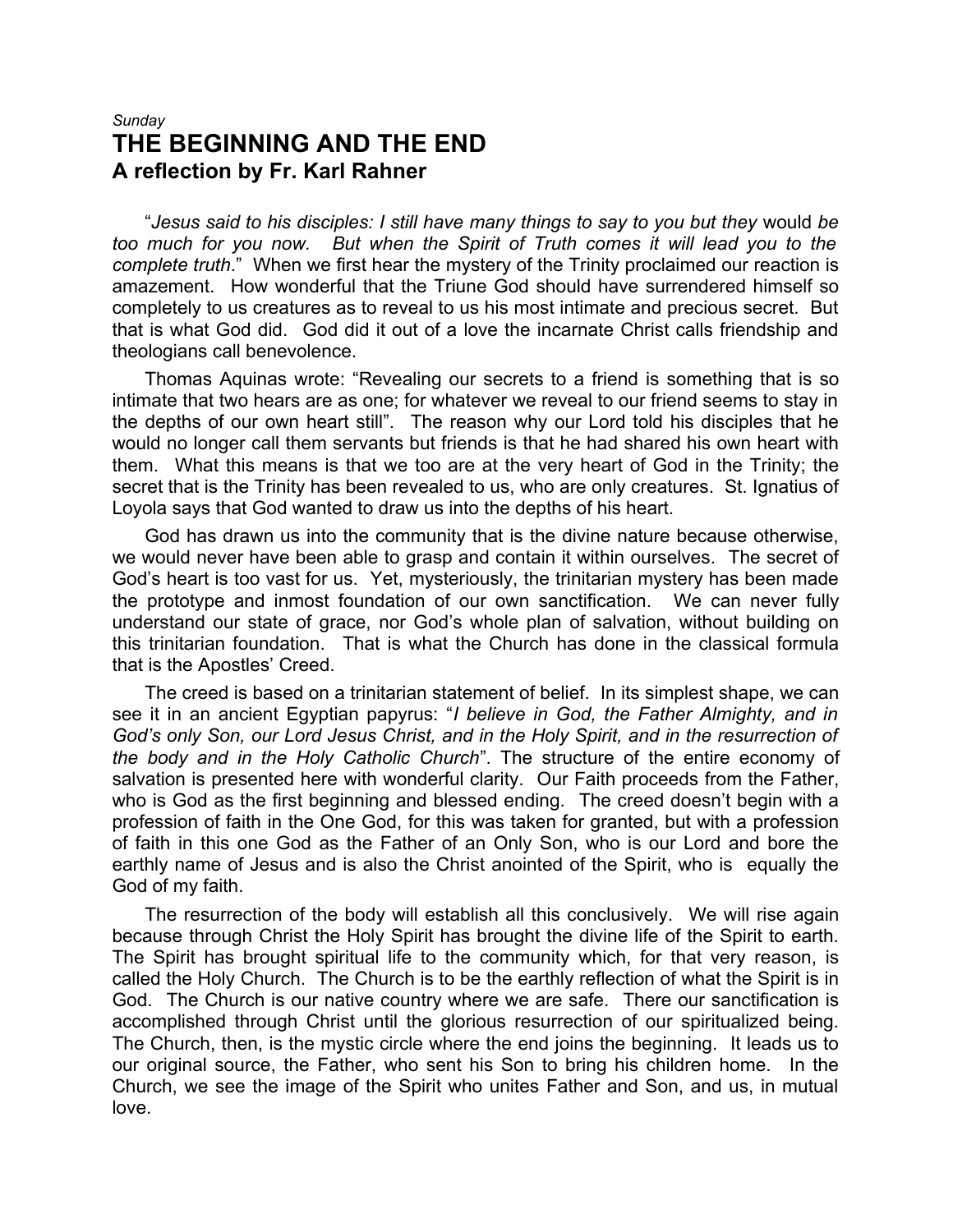*Sunday*

# THE BEGINNING AND THE END

## A reflection by Fr. Karl Rahner

"*Jesus said to his disciples: I still have many things to say to you but they* would *be too much for you now. But when the Spirit of Truth comes it will lead you to the complete truth*." When we first hear the mystery of the Trinity proclaimed our reaction is amazement. How wonderful that the Triune God should have surrendered himself so completely to us creatures as to reveal to us his most intimate and precious secret. But that is what God did. God did it out of a love the incarnate Christ calls friendship and theologians call benevolence.

Thomas Aquinas wrote: "Revealing our secrets to a friend is something that is so intimate that two hears are as one; for whatever we reveal to our friend seems to stay in the depths of our own heart still". The reason why our Lord told his disciples that he would no longer call them servants but friends is that he had shared his own heart with them. What this means is that we too are at the very heart of God in the Trinity; the secret that is the Trinity has been revealed to us, who are only creatures. St. Ignatius of Loyola says that God wanted to draw us into the depths of his heart.

God has drawn us into the community that is the divine nature because otherwise, we would never have been able to grasp and contain it within ourselves. The secret of God's heart is too vast for us. Yet, mysteriously, the trinitarian mystery has been made the prototype and inmost foundation of our own sanctification. We can never fully understand our state of grace, nor God's whole plan of salvation, without building on this trinitarian foundation. That is what the Church has done in the classical formula that is the Apostles' Creed.

The creed is based on a trinitarian statement of belief. In its simplest shape, we can see it in an ancient Egyptian papyrus: "*I believe in God, the Father Almighty, and in God's only Son, our Lord Jesus Christ, and in the Holy Spirit, and in the resurrection of the body and in the Holy Catholic Church*". The structure of the entire economy of salvation is presented here with wonderful clarity. Our Faith proceeds from the Father, who is God as the first beginning and blessed ending. The creed doesn't begin with a profession of faith in the One God, for this was taken for granted, but with a profession of faith in this one God as the Father of an Only Son, who is our Lord and bore the earthly name of Jesus and is also the Christ anointed of the Spirit, who is equally the God of my faith.

The resurrection of the body will establish all this conclusively. We will rise again because through Christ the Holy Spirit has brought the divine life of the Spirit to earth. The Spirit has brought spiritual life to the community which, for that very reason, is called the Holy Church. The Church is to be the earthly reflection of what the Spirit is in God. The Church is our native country where we are safe. There our sanctification is accomplished through Christ until the glorious resurrection of our spiritualized being. The Church, then, is the mystic circle where the end joins the beginning. It leads us to our original source, the Father, who sent his Son to bring his children home. In the Church, we see the image of the Spirit who unites Father and Son, and us, in mutual love.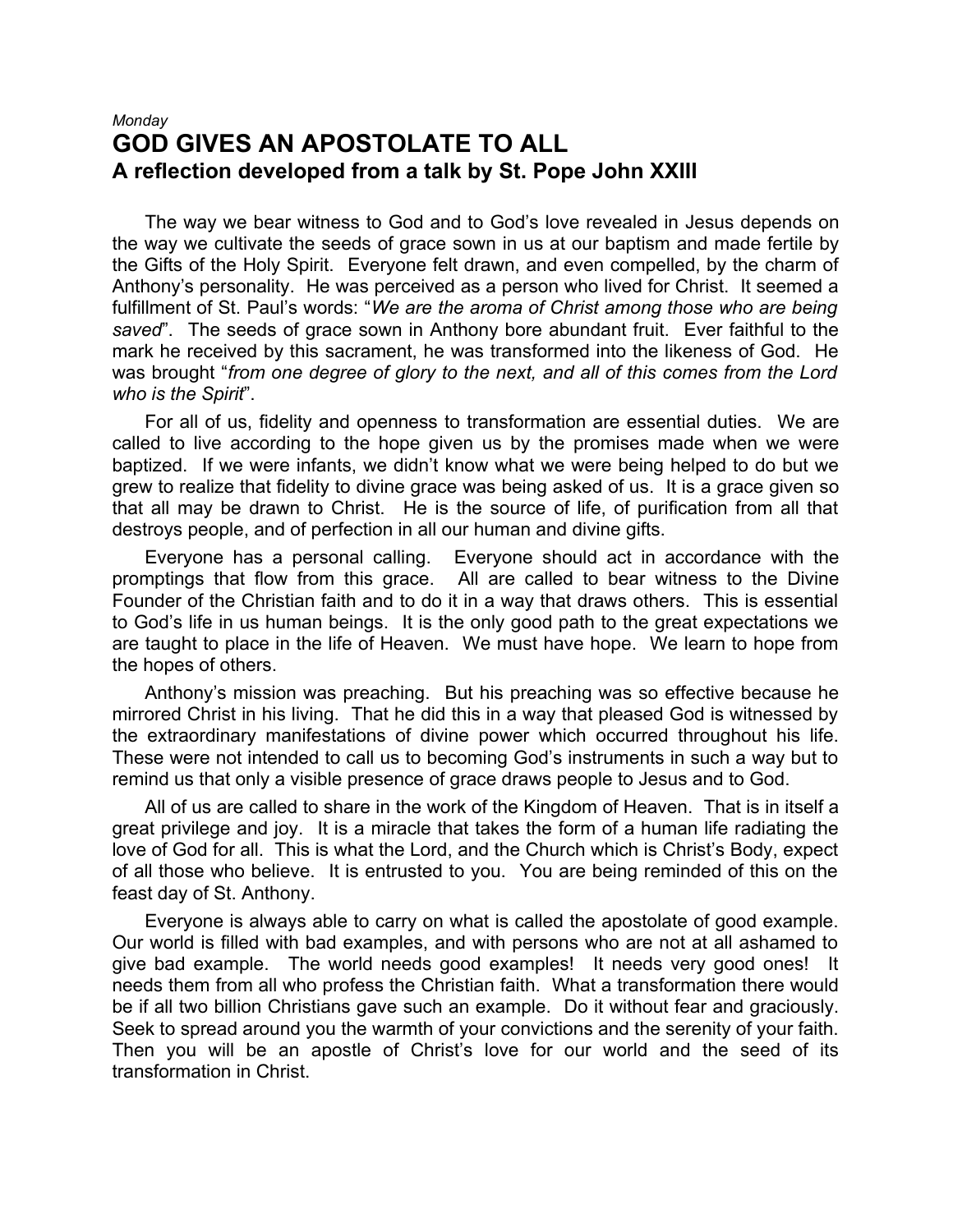*Monday*

# GOD GIVES AN APOSTOLATE TO ALL

## A reflection developed from a talk by St. Pope John XXIII

The way we bear witness to God and to God's love revealed in Jesus depends on the way we cultivate the seeds of grace sown in us at our baptism and made fertile by the Gifts of the Holy Spirit. Everyone felt drawn, and even compelled, by the charm of Anthony's personality. He was perceived as a person who lived for Christ. It seemed a fulfillment of St. Paul's words: "*We are the aroma of Christ among those who are being saved*". The seeds of grace sown in Anthony bore abundant fruit. Ever faithful to the mark he received by this sacrament, he was transformed into the likeness of God. He was brought "*from one degree of glory to the next, and all of this comes from the Lord who is the Spirit*".

For all of us, fidelity and openness to transformation are essential duties. We are called to live according to the hope given us by the promises made when we were baptized. If we were infants, we didn't know what we were being helped to do but we grew to realize that fidelity to divine grace was being asked of us. It is a grace given so that all may be drawn to Christ. He is the source of life, of purification from all that destroys people, and of perfection in all our human and divine gifts.

Everyone has a personal calling. Everyone should act in accordance with the promptings that flow from this grace. All are called to bear witness to the Divine Founder of the Christian faith and to do it in a way that draws others. This is essential to God's life in us human beings. It is the only good path to the great expectations we are taught to place in the life of Heaven. We must have hope. We learn to hope from the hopes of others.

Anthony's mission was preaching. But his preaching was so effective because he mirrored Christ in his living. That he did this in a way that pleased God is witnessed by the extraordinary manifestations of divine power which occurred throughout his life. These were not intended to call us to becoming God's instruments in such a way but to remind us that only a visible presence of grace draws people to Jesus and to God.

All of us are called to share in the work of the Kingdom of Heaven. That is in itself a great privilege and joy. It is a miracle that takes the form of a human life radiating the love of God for all. This is what the Lord, and the Church which is Christ's Body, expect of all those who believe. It is entrusted to you. You are being reminded of this on the feast day of St. Anthony.

Everyone is always able to carry on what is called the apostolate of good example. Our world is filled with bad examples, and with persons who are not at all ashamed to give bad example. The world needs good examples! It needs very good ones! It needs them from all who profess the Christian faith. What a transformation there would be if all two billion Christians gave such an example. Do it without fear and graciously. Seek to spread around you the warmth of your convictions and the serenity of your faith. Then you will be an apostle of Christ's love for our world and the seed of its transformation in Christ.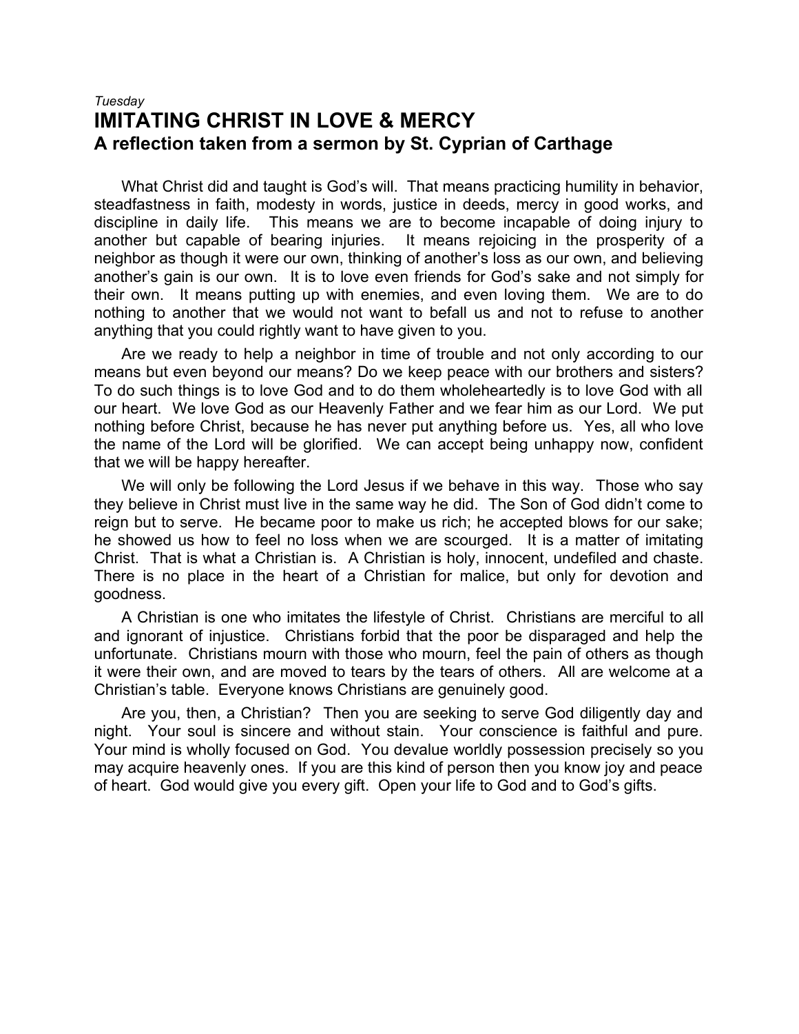*Tuesday*

# IMITATING CHRIST IN LOVE & MERCY

## A reflection taken from a sermon by St. Cyprian of Carthage

What Christ did and taught is God's will. That means practicing humility in behavior, steadfastness in faith, modesty in words, justice in deeds, mercy in good works, and discipline in daily life. This means we are to become incapable of doing injury to another but capable of bearing injuries. It means rejoicing in the prosperity of a neighbor as though it were our own, thinking of another's loss as our own, and believing another's gain is our own. It is to love even friends for God's sake and not simply for their own. It means putting up with enemies, and even loving them. We are to do nothing to another that we would not want to befall us and not to refuse to another anything that you could rightly want to have given to you.

Are we ready to help a neighbor in time of trouble and not only according to our means but even beyond our means? Do we keep peace with our brothers and sisters? To do such things is to love God and to do them wholeheartedly is to love God with all our heart. We love God as our Heavenly Father and we fear him as our Lord. We put nothing before Christ, because he has never put anything before us. Yes, all who love the name of the Lord will be glorified. We can accept being unhappy now, confident that we will be happy hereafter.

We will only be following the Lord Jesus if we behave in this way. Those who say they believe in Christ must live in the same way he did. The Son of God didn't come to reign but to serve. He became poor to make us rich; he accepted blows for our sake; he showed us how to feel no loss when we are scourged. It is a matter of imitating Christ. That is what a Christian is. A Christian is holy, innocent, undefiled and chaste. There is no place in the heart of a Christian for malice, but only for devotion and goodness.

A Christian is one who imitates the lifestyle of Christ. Christians are merciful to all and ignorant of injustice. Christians forbid that the poor be disparaged and help the unfortunate. Christians mourn with those who mourn, feel the pain of others as though it were their own, and are moved to tears by the tears of others. All are welcome at a Christian's table. Everyone knows Christians are genuinely good.

Are you, then, a Christian? Then you are seeking to serve God diligently day and night. Your soul is sincere and without stain. Your conscience is faithful and pure. Your mind is wholly focused on God. You devalue worldly possession precisely so you may acquire heavenly ones. If you are this kind of person then you know joy and peace of heart. God would give you every gift. Open your life to God and to God's gifts.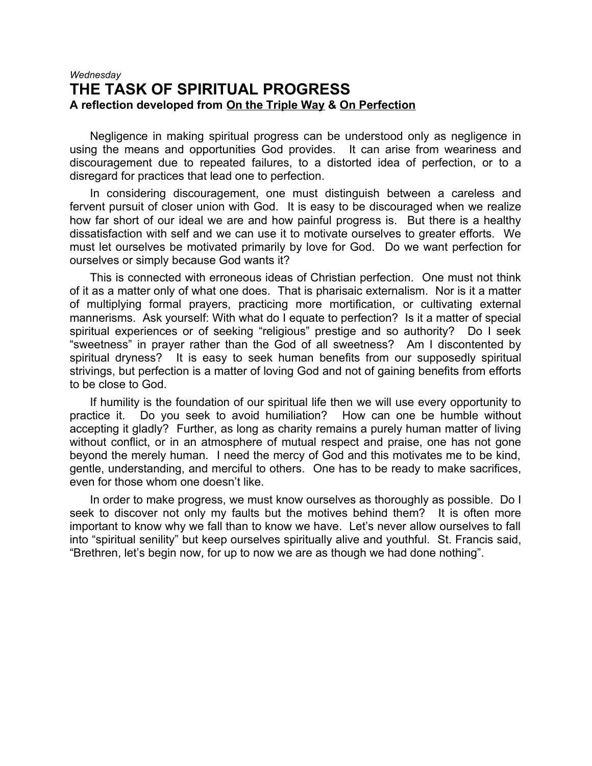*Wednesday*

# THE TASK OF SPIRITUAL PROGRESS

**A reflection developed from <u>On the Triple Way</u> & <u>On Perfection</u>**

Negligence in making spiritual progress can be understood only as negligence in using the means and opportunities God provides. It can arise from weariness and discouragement due to repeated failures, to a distorted idea of perfection, or to a disregard for practices that lead one to perfection.

In considering discouragement, one must distinguish between a careless and fervent pursuit of closer union with God. It is easy to be discouraged when we realize how far short of our ideal we are and how painful progress is. But there is a healthy dissatisfaction with self and we can use it to motivate ourselves to greater efforts. We must let ourselves be motivated primarily by love for God. Do we want perfection for ourselves or simply because God wants it?

This is connected with erroneous ideas of Christian perfection. One must not think of it as a matter only of what one does. That is pharisaic externalism. Nor is it a matter of multiplying formal prayers, practicing more mortification, or cultivating external mannerisms. Ask yourself: With what do I equate to perfection? Is it a matter of special spiritual experiences or of seeking "religious" prestige and so authority? Do I seek "sweetness" in prayer rather than the God of all sweetness? Am I discontented by spiritual dryness? It is easy to seek human benefits from our supposedly spiritual strivings, but perfection is a matter of loving God and not of gaining benefits from efforts to be close to God.

If humility is the foundation of our spiritual life then we will use every opportunity to practice it. Do you seek to avoid humiliation? How can one be humble without accepting it gladly? Further, as long as charity remains a purely human matter of living without conflict, or in an atmosphere of mutual respect and praise, one has not gone beyond the merely human. I need the mercy of God and this motivates me to be kind, gentle, understanding, and merciful to others. One has to be ready to make sacrifices, even for those whom one doesn't like.

In order to make progress, we must know ourselves as thoroughly as possible. Do I seek to discover not only my faults but the motives behind them? It is often more important to know why we fall than to know we have. Let's never allow ourselves to fall into "spiritual senility" but keep ourselves spiritually alive and youthful. St. Francis said, "Brethren, let's begin now, for up to now we are as though we had done nothing".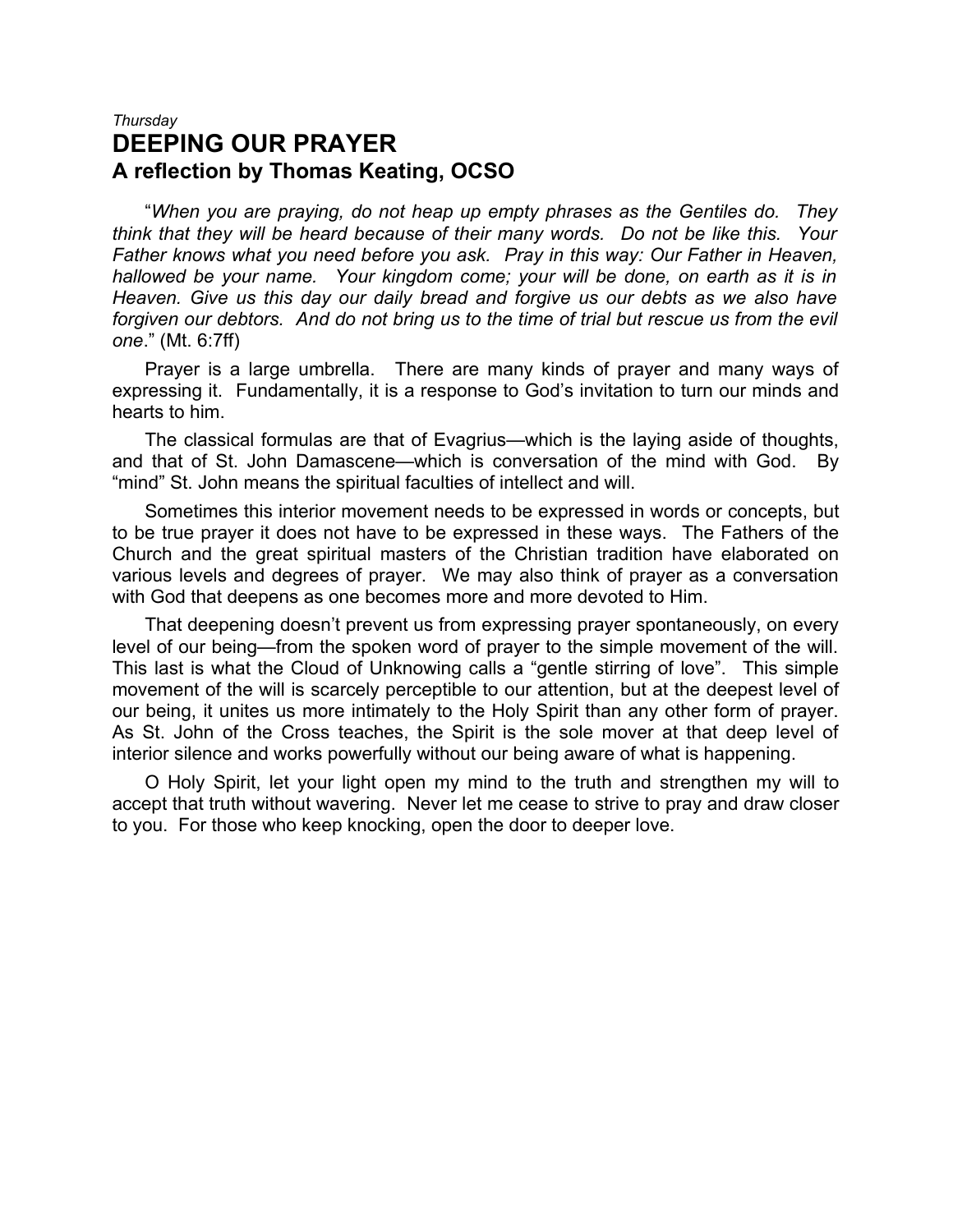*Thursday*

# DEEPING OUR PRAYER

## A reflection by Thomas Keating, OCSO

"*When you are praying, do not heap up empty phrases as the Gentiles do. They think that they will be heard because of their many words. Do not be like this. Your Father knows what you need before you ask. Pray in this way: Our Father in Heaven, hallowed be your name. Your kingdom come; your will be done, on earth as it is in Heaven. Give us this day our daily bread and forgive us our debts as we also have forgiven our debtors. And do not bring us to the time of trial but rescue us from the evil one*." (Mt. 6:7ff)

Prayer is a large umbrella. There are many kinds of prayer and many ways of expressing it. Fundamentally, it is a response to God's invitation to turn our minds and hearts to him.

The classical formulas are that of Evagrius—which is the laying aside of thoughts, and that of St. John Damascene—which is conversation of the mind with God. By "mind" St. John means the spiritual faculties of intellect and will.

Sometimes this interior movement needs to be expressed in words or concepts, but to be true prayer it does not have to be expressed in these ways. The Fathers of the Church and the great spiritual masters of the Christian tradition have elaborated on various levels and degrees of prayer. We may also think of prayer as a conversation with God that deepens as one becomes more and more devoted to Him.

That deepening doesn't prevent us from expressing prayer spontaneously, on every level of our being—from the spoken word of prayer to the simple movement of the will. This last is what the Cloud of Unknowing calls a "gentle stirring of love". This simple movement of the will is scarcely perceptible to our attention, but at the deepest level of our being, it unites us more intimately to the Holy Spirit than any other form of prayer. As St. John of the Cross teaches, the Spirit is the sole mover at that deep level of interior silence and works powerfully without our being aware of what is happening.

O Holy Spirit, let your light open my mind to the truth and strengthen my will to accept that truth without wavering. Never let me cease to strive to pray and draw closer to you. For those who keep knocking, open the door to deeper love.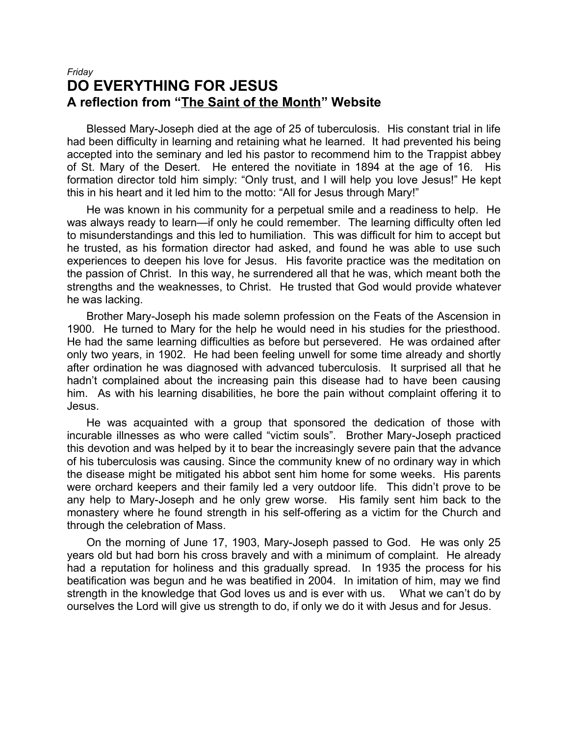*Friday*

# DO EVERYTHING FOR JESUS

## A reflection from "The Saint of the Month" Website

Blessed Mary-Joseph died at the age of 25 of tuberculosis. His constant trial in life had been difficulty in learning and retaining what he learned. It had prevented his being accepted into the seminary and led his pastor to recommend him to the Trappist abbey of St. Mary of the Desert. He entered the novitiate in 1894 at the age of 16. His formation director told him simply: "Only trust, and I will help you love Jesus!" He kept this in his heart and it led him to the motto: "All for Jesus through Mary!"

He was known in his community for a perpetual smile and a readiness to help. He was always ready to learn—if only he could remember. The learning difficulty often led to misunderstandings and this led to humiliation. This was difficult for him to accept but he trusted, as his formation director had asked, and found he was able to use such experiences to deepen his love for Jesus. His favorite practice was the meditation on the passion of Christ. In this way, he surrendered all that he was, which meant both the strengths and the weaknesses, to Christ. He trusted that God would provide whatever he was lacking.

Brother Mary-Joseph his made solemn profession on the Feats of the Ascension in 1900. He turned to Mary for the help he would need in his studies for the priesthood. He had the same learning difficulties as before but persevered. He was ordained after only two years, in 1902. He had been feeling unwell for some time already and shortly after ordination he was diagnosed with advanced tuberculosis. It surprised all that he hadn't complained about the increasing pain this disease had to have been causing him. As with his learning disabilities, he bore the pain without complaint offering it to Jesus.

He was acquainted with a group that sponsored the dedication of those with incurable illnesses as who were called "victim souls". Brother Mary-Joseph practiced this devotion and was helped by it to bear the increasingly severe pain that the advance of his tuberculosis was causing. Since the community knew of no ordinary way in which the disease might be mitigated his abbot sent him home for some weeks. His parents were orchard keepers and their family led a very outdoor life. This didn't prove to be any help to Mary-Joseph and he only grew worse. His family sent him back to the monastery where he found strength in his self-offering as a victim for the Church and through the celebration of Mass.

On the morning of June 17, 1903, Mary-Joseph passed to God. He was only 25 years old but had born his cross bravely and with a minimum of complaint. He already had a reputation for holiness and this gradually spread. In 1935 the process for his beatification was begun and he was beatified in 2004. In imitation of him, may we find strength in the knowledge that God loves us and is ever with us. What we can't do by ourselves the Lord will give us strength to do, if only we do it with Jesus and for Jesus.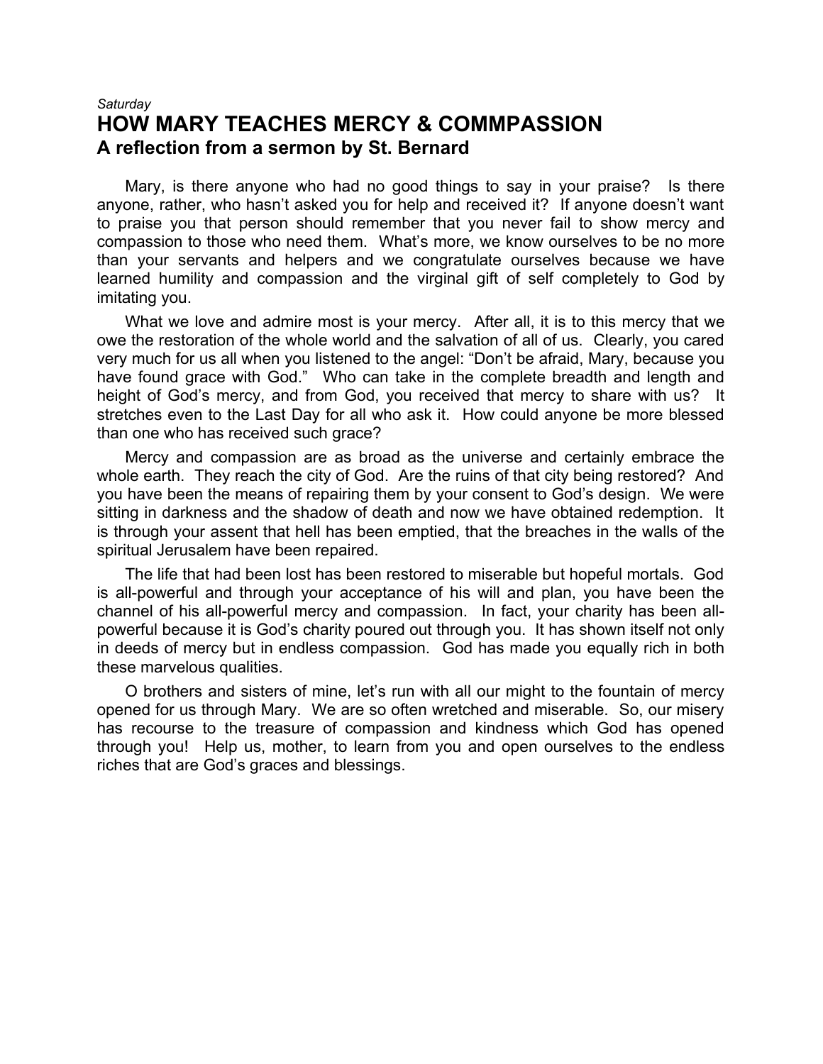*Saturday*

# HOW MARY TEACHES MERCY & COMMPASSION

## A reflection from a sermon by St. Bernard

Mary, is there anyone who had no good things to say in your praise? Is there anyone, rather, who hasn't asked you for help and received it? If anyone doesn't want to praise you that person should remember that you never fail to show mercy and compassion to those who need them. What's more, we know ourselves to be no more than your servants and helpers and we congratulate ourselves because we have learned humility and compassion and the virginal gift of self completely to God by imitating you.

What we love and admire most is your mercy. After all, it is to this mercy that we owe the restoration of the whole world and the salvation of all of us. Clearly, you cared very much for us all when you listened to the angel: "Don't be afraid, Mary, because you have found grace with God." Who can take in the complete breadth and length and height of God's mercy, and from God, you received that mercy to share with us? It stretches even to the Last Day for all who ask it. How could anyone be more blessed than one who has received such grace?

Mercy and compassion are as broad as the universe and certainly embrace the whole earth. They reach the city of God. Are the ruins of that city being restored? And you have been the means of repairing them by your consent to God's design. We were sitting in darkness and the shadow of death and now we have obtained redemption. It is through your assent that hell has been emptied, that the breaches in the walls of the spiritual Jerusalem have been repaired.

The life that had been lost has been restored to miserable but hopeful mortals. God is all-powerful and through your acceptance of his will and plan, you have been the channel of his all-powerful mercy and compassion. In fact, your charity has been all-powerful because it is God's charity poured out through you. It has shown itself not only in deeds of mercy but in endless compassion. God has made you equally rich in both these marvelous qualities.

O brothers and sisters of mine, let's run with all our might to the fountain of mercy opened for us through Mary. We are so often wretched and miserable. So, our misery has recourse to the treasure of compassion and kindness which God has opened through you! Help us, mother, to learn from you and open ourselves to the endless riches that are God's graces and blessings.